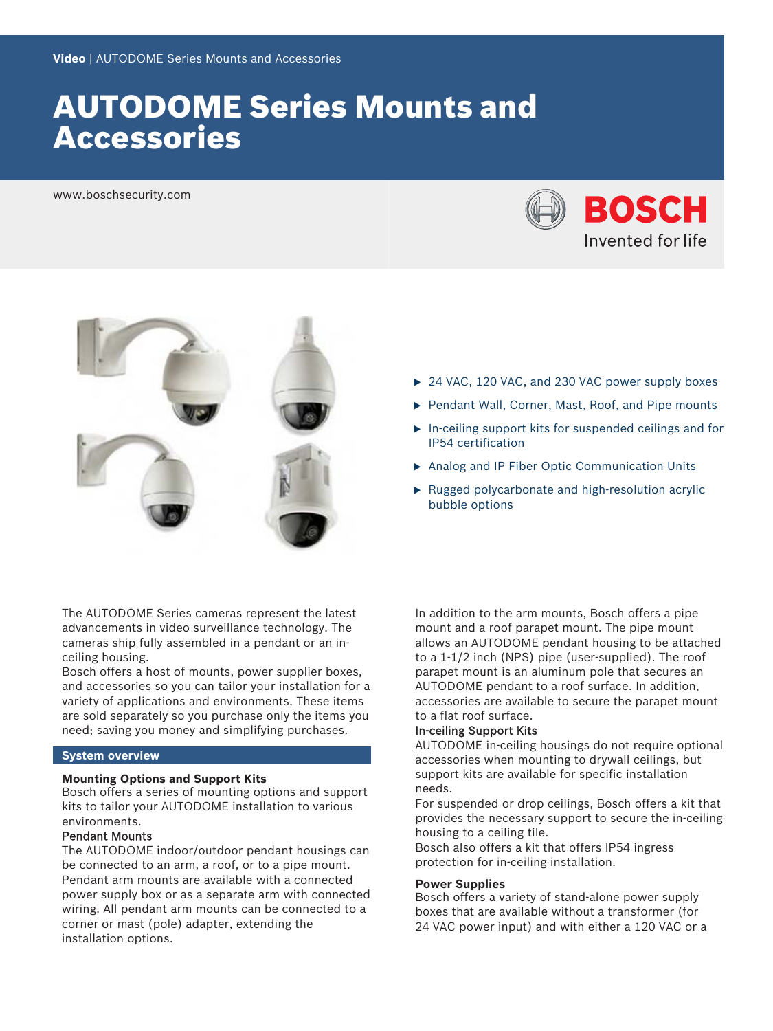Video | AUTODOME Series Mounts and Accessories

# AUTODOME Series Mounts and Accessories

www.boschsecurity.com

- 24 VAC, 120 VAC, and 230 VAC power supply boxes
- Pendant Wall, Corner, Mast, Roof, and Pipe mounts
- In-ceiling support kits for suspended ceilings and for IP54 certification
- Analog and IP Fiber Optic Communication Units
- Rugged polycarbonate and high-resolution acrylic bubble options

The AUTODOME Series cameras represent the latest advancements in video surveillance technology. The cameras ship fully assembled in a pendant or an in-ceiling housing.
Bosch offers a host of mounts, power supplier boxes, and accessories so you can tailor your installation for a variety of applications and environments. These items are sold separately so you purchase only the items you need; saving you money and simplifying purchases.

## System overview

**Mounting Options and Support Kits**
Bosch offers a series of mounting options and support kits to tailor your AUTODOME installation to various environments.

Pendant Mounts
The AUTODOME indoor/outdoor pendant housings can be connected to an arm, a roof, or to a pipe mount. Pendant arm mounts are available with a connected power supply box or as a separate arm with connected wiring. All pendant arm mounts can be connected to a corner or mast (pole) adapter, extending the installation options.

In addition to the arm mounts, Bosch offers a pipe mount and a roof parapet mount. The pipe mount allows an AUTODOME pendant housing to be attached to a 1-1/2 inch (NPS) pipe (user-supplied). The roof parapet mount is an aluminum pole that secures an AUTODOME pendant to a roof surface. In addition, accessories are available to secure the parapet mount to a flat roof surface.

In-ceiling Support Kits
AUTODOME in-ceiling housings do not require optional accessories when mounting to drywall ceilings, but support kits are available for specific installation needs.
For suspended or drop ceilings, Bosch offers a kit that provides the necessary support to secure the in-ceiling housing to a ceiling tile.
Bosch also offers a kit that offers IP54 ingress protection for in-ceiling installation.

**Power Supplies**
Bosch offers a variety of stand-alone power supply boxes that are available without a transformer (for 24 VAC power input) and with either a 120 VAC or a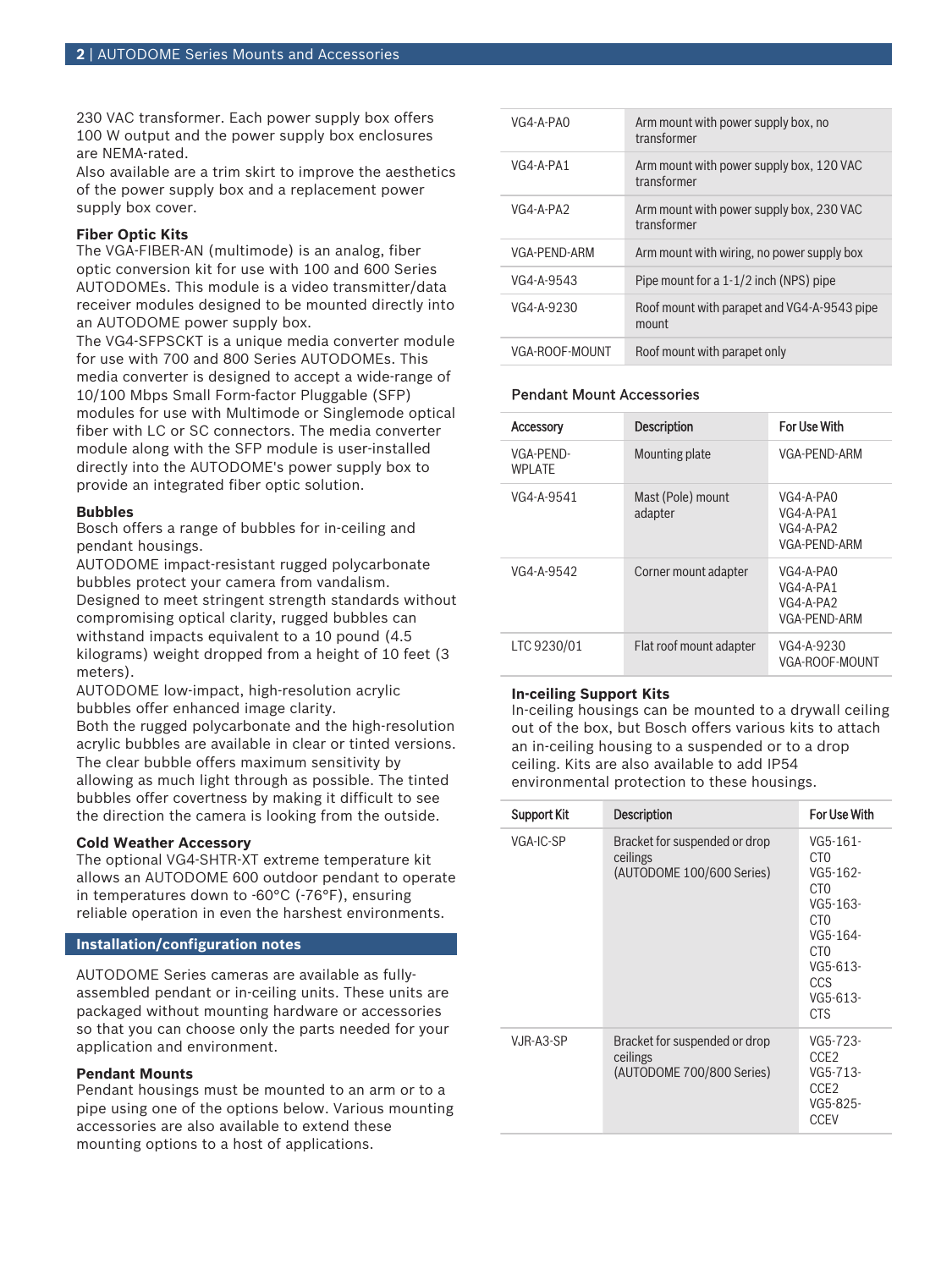230 VAC transformer. Each power supply box offers 100 W output and the power supply box enclosures are NEMA-rated.
Also available are a trim skirt to improve the aesthetics of the power supply box and a replacement power supply box cover.

**Fiber Optic Kits**
The VGA-FIBER-AN (multimode) is an analog, fiber optic conversion kit for use with 100 and 600 Series AUTODOMEs. This module is a video transmitter/data receiver modules designed to be mounted directly into an AUTODOME power supply box.
The VG4-SFPSCKT is a unique media converter module for use with 700 and 800 Series AUTODOMEs. This media converter is designed to accept a wide-range of 10/100 Mbps Small Form-factor Pluggable (SFP) modules for use with Multimode or Singlemode optical fiber with LC or SC connectors. The media converter module along with the SFP module is user-installed directly into the AUTODOME's power supply box to provide an integrated fiber optic solution.

**Bubbles**
Bosch offers a range of bubbles for in-ceiling and pendant housings.
AUTODOME impact-resistant rugged polycarbonate bubbles protect your camera from vandalism. Designed to meet stringent strength standards without compromising optical clarity, rugged bubbles can withstand impacts equivalent to a 10 pound (4.5 kilograms) weight dropped from a height of 10 feet (3 meters).
AUTODOME low-impact, high-resolution acrylic bubbles offer enhanced image clarity.
Both the rugged polycarbonate and the high-resolution acrylic bubbles are available in clear or tinted versions. The clear bubble offers maximum sensitivity by allowing as much light through as possible. The tinted bubbles offer covertness by making it difficult to see the direction the camera is looking from the outside.

**Cold Weather Accessory**
The optional VG4-SHTR-XT extreme temperature kit allows an AUTODOME 600 outdoor pendant to operate in temperatures down to -60°C (-76°F), ensuring reliable operation in even the harshest environments.

## Installation/configuration notes

AUTODOME Series cameras are available as fully-assembled pendant or in-ceiling units. These units are packaged without mounting hardware or accessories so that you can choose only the parts needed for your application and environment.

**Pendant Mounts**
Pendant housings must be mounted to an arm or to a pipe using one of the options below. Various mounting accessories are also available to extend these mounting options to a host of applications.

| | |
|---|---|
| VG4-A-PA0 | Arm mount with power supply box, no transformer |
| VG4-A-PA1 | Arm mount with power supply box, 120 VAC transformer |
| VG4-A-PA2 | Arm mount with power supply box, 230 VAC transformer |
| VGA-PEND-ARM | Arm mount with wiring, no power supply box |
| VG4-A-9543 | Pipe mount for a 1-1/2 inch (NPS) pipe |
| VG4-A-9230 | Roof mount with parapet and VG4-A-9543 pipe mount |
| VGA-ROOF-MOUNT | Roof mount with parapet only |

**Pendant Mount Accessories**

| Accessory | Description | For Use With |
|---|---|---|
| VGA-PEND-WPLATE | Mounting plate | VGA-PEND-ARM |
| VG4-A-9541 | Mast (Pole) mount adapter | VG4-A-PA0<br>VG4-A-PA1<br>VG4-A-PA2<br>VGA-PEND-ARM |
| VG4-A-9542 | Corner mount adapter | VG4-A-PA0<br>VG4-A-PA1<br>VG4-A-PA2<br>VGA-PEND-ARM |
| LTC 9230/01 | Flat roof mount adapter | VG4-A-9230<br>VGA-ROOF-MOUNT |

**In-ceiling Support Kits**
In-ceiling housings can be mounted to a drywall ceiling out of the box, but Bosch offers various kits to attach an in-ceiling housing to a suspended or to a drop ceiling. Kits are also available to add IP54 environmental protection to these housings.

| Support Kit | Description | For Use With |
|---|---|---|
| VGA-IC-SP | Bracket for suspended or drop ceilings<br>(AUTODOME 100/600 Series) | VG5-161-CT0<br>VG5-162-CT0<br>VG5-163-CT0<br>VG5-164-CT0<br>VG5-613-CCS<br>VG5-613-CTS |
| VJR-A3-SP | Bracket for suspended or drop ceilings<br>(AUTODOME 700/800 Series) | VG5-723-CCE2<br>VG5-713-CCE2<br>VG5-825-CCEV |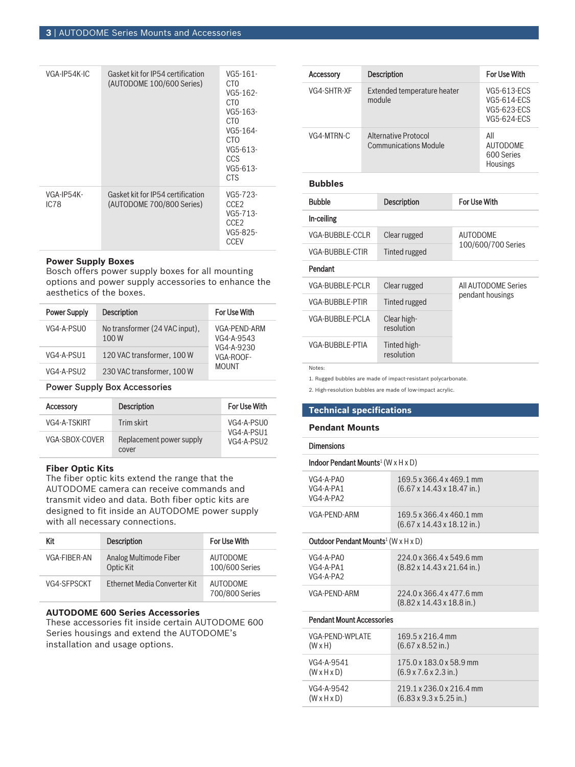| | | |
|---|---|---|
| VGA-IP54K-IC | Gasket kit for IP54 certification (AUTODOME 100/600 Series) | VG5-161-CT0 VG5-162-CT0 VG5-163-CT0 VG5-164-CT0 VG5-613-CCS VG5-613-CTS |
| VGA-IP54K-IC78 | Gasket kit for IP54 certification (AUTODOME 700/800 Series) | VG5-723-CCE2 VG5-713-CCE2 VG5-825-CCEV |

### Power Supply Boxes

Bosch offers power supply boxes for all mounting options and power supply accessories to enhance the aesthetics of the boxes.

| Power Supply | Description | For Use With |
|---|---|---|
| VG4-A-PSU0 | No transformer (24 VAC input), 100 W | VGA-PEND-ARM VG4-A-9543 VG4-A-9230 VGA-ROOF-MOUNT |
| VG4-A-PSU1 | 120 VAC transformer, 100 W | |
| VG4-A-PSU2 | 230 VAC transformer, 100 W | |

Power Supply Box Accessories

| Accessory | Description | For Use With |
|---|---|---|
| VG4-A-TSKIRT | Trim skirt | VG4-A-PSU0 VG4-A-PSU1 VG4-A-PSU2 |
| VGA-SBOX-COVER | Replacement power supply cover | |

### Fiber Optic Kits

The fiber optic kits extend the range that the AUTODOME camera can receive commands and transmit video and data. Both fiber optic kits are designed to fit inside an AUTODOME power supply with all necessary connections.

| Kit | Description | For Use With |
|---|---|---|
| VGA-FIBER-AN | Analog Multimode Fiber Optic Kit | AUTODOME 100/600 Series |
| VG4-SFPSCKT | Ethernet Media Converter Kit | AUTODOME 700/800 Series |

### AUTODOME 600 Series Accessories

These accessories fit inside certain AUTODOME 600 Series housings and extend the AUTODOME's installation and usage options.

| Accessory | Description | For Use With |
|---|---|---|
| VG4-SHTR-XF | Extended temperature heater module | VG5-613-ECS VG5-614-ECS VG5-623-ECS VG5-624-ECS |
| VG4-MTRN-C | Alternative Protocol Communications Module | All AUTODOME 600 Series Housings |

### Bubbles

| Bubble | Description | For Use With |
|---|---|---|
| **In-ceiling** | | |
| VGA-BUBBLE-CCLR | Clear rugged | AUTODOME 100/600/700 Series |
| VGA-BUBBLE-CTIR | Tinted rugged | |
| **Pendant** | | |
| VGA-BUBBLE-PCLR | Clear rugged | All AUTODOME Series pendant housings |
| VGA-BUBBLE-PTIR | Tinted rugged | |
| VGA-BUBBLE-PCLA | Clear high-resolution | |
| VGA-BUBBLE-PTIA | Tinted high-resolution | |

Notes:

1. Rugged bubbles are made of impact-resistant polycarbonate.
2. High-resolution bubbles are made of low-impact acrylic.

## Technical specifications

### Pendant Mounts

**Dimensions**

| Indoor Pendant Mounts[1] (W x H x D) | |
|---|---|
| VG4-A-PA0 VG4-A-PA1 VG4-A-PA2 | 169.5 x 366.4 x 469.1 mm (6.67 x 14.43 x 18.47 in.) |
| VGA-PEND-ARM | 169.5 x 366.4 x 460.1 mm (6.67 x 14.43 x 18.12 in.) |
| **Outdoor Pendant Mounts[1] (W x H x D)** | |
| VG4-A-PA0 VG4-A-PA1 VG4-A-PA2 | 224.0 x 366.4 x 549.6 mm (8.82 x 14.43 x 21.64 in.) |
| VGA-PEND-ARM | 224.0 x 366.4 x 477.6 mm (8.82 x 14.43 x 18.8 in.) |
| **Pendant Mount Accessories** | |
| VGA-PEND-WPLATE (W x H) | 169.5 x 216.4 mm (6.67 x 8.52 in.) |
| VG4-A-9541 (W x H x D) | 175.0 x 183.0 x 58.9 mm (6.9 x 7.6 x 2.3 in.) |
| VG4-A-9542 (W x H x D) | 219.1 x 236.0 x 216.4 mm (6.83 x 9.3 x 5.25 in.) |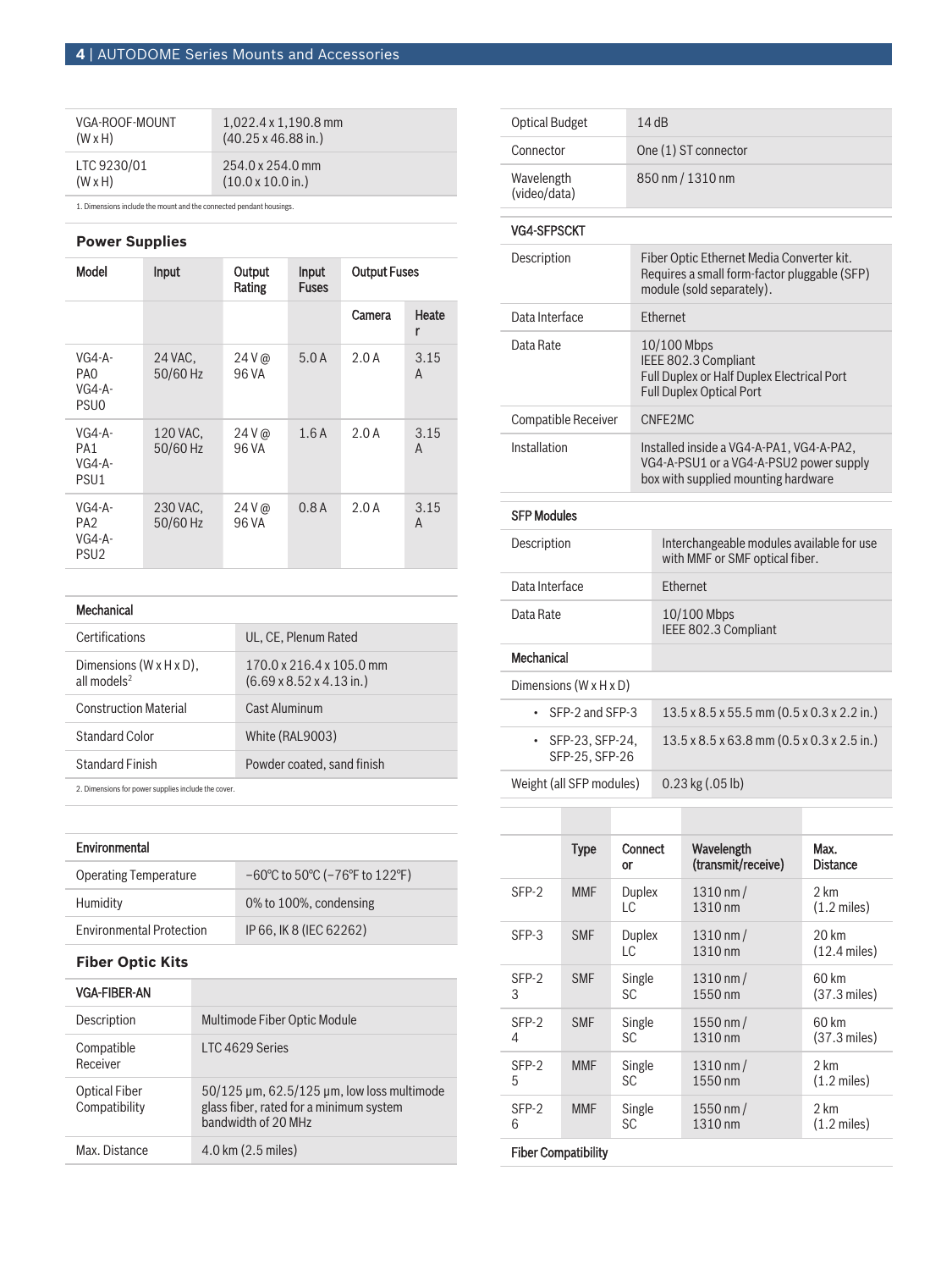| | |
|---|---|
| VGA-ROOF-MOUNT (W x H) | 1,022.4 x 1,190.8 mm (40.25 x 46.88 in.) |
| LTC 9230/01 (W x H) | 254.0 x 254.0 mm (10.0 x 10.0 in.) |

1. Dimensions include the mount and the connected pendant housings.

### Power Supplies

| Model | Input | Output Rating | Input Fuses | Output Fuses | |
|---|---|---|---|---|---|
| | | | | Camera | Heater |
| VG4-A-PA0 VG4-A-PSU0 | 24 VAC, 50/60 Hz | 24 V @ 96 VA | 5.0 A | 2.0 A | 3.15 A |
| VG4-A-PA1 VG4-A-PSU1 | 120 VAC, 50/60 Hz | 24 V @ 96 VA | 1.6 A | 2.0 A | 3.15 A |
| VG4-A-PA2 VG4-A-PSU2 | 230 VAC, 50/60 Hz | 24 V @ 96 VA | 0.8 A | 2.0 A | 3.15 A |

| Mechanical | |
|---|---|
| Certifications | UL, CE, Plenum Rated |
| Dimensions (W x H x D), all models[2] | 170.0 x 216.4 x 105.0 mm (6.69 x 8.52 x 4.13 in.) |
| Construction Material | Cast Aluminum |
| Standard Color | White (RAL9003) |
| Standard Finish | Powder coated, sand finish |

2. Dimensions for power supplies include the cover.

| Environmental | |
|---|---|
| Operating Temperature | −60°C to 50°C (−76°F to 122°F) |
| Humidity | 0% to 100%, condensing |
| Environmental Protection | IP 66, IK 8 (IEC 62262) |

### Fiber Optic Kits

| VGA-FIBER-AN | |
|---|---|
| Description | Multimode Fiber Optic Module |
| Compatible Receiver | LTC 4629 Series |
| Optical Fiber Compatibility | 50/125 µm, 62.5/125 µm, low loss multimode glass fiber, rated for a minimum system bandwidth of 20 MHz |
| Max. Distance | 4.0 km (2.5 miles) |
| Optical Budget | 14 dB |
| Connector | One (1) ST connector |
| Wavelength (video/data) | 850 nm / 1310 nm |

| VG4-SFPSCKT | |
|---|---|
| Description | Fiber Optic Ethernet Media Converter kit. Requires a small form-factor pluggable (SFP) module (sold separately). |
| Data Interface | Ethernet |
| Data Rate | 10/100 Mbps<br>IEEE 802.3 Compliant<br>Full Duplex or Half Duplex Electrical Port<br>Full Duplex Optical Port |
| Compatible Receiver | CNFE2MC |
| Installation | Installed inside a VG4-A-PA1, VG4-A-PA2, VG4-A-PSU1 or a VG4-A-PSU2 power supply box with supplied mounting hardware |

| SFP Modules | |
|---|---|
| Description | Interchangeable modules available for use with MMF or SMF optical fiber. |
| Data Interface | Ethernet |
| Data Rate | 10/100 Mbps<br>IEEE 802.3 Compliant |
| **Mechanical** | |
| Dimensions (W x H x D) | |
| • SFP-2 and SFP-3 | 13.5 x 8.5 x 55.5 mm (0.5 x 0.3 x 2.2 in.) |
| • SFP-23, SFP-24, SFP-25, SFP-26 | 13.5 x 8.5 x 63.8 mm (0.5 x 0.3 x 2.5 in.) |
| Weight (all SFP modules) | 0.23 kg (.05 lb) |

| | Type | Connector | Wavelength (transmit/receive) | Max. Distance |
|---|---|---|---|---|
| SFP-2 | MMF | Duplex LC | 1310 nm / 1310 nm | 2 km (1.2 miles) |
| SFP-3 | SMF | Duplex LC | 1310 nm / 1310 nm | 20 km (12.4 miles) |
| SFP-23 | SMF | Single SC | 1310 nm / 1550 nm | 60 km (37.3 miles) |
| SFP-24 | SMF | Single SC | 1550 nm / 1310 nm | 60 km (37.3 miles) |
| SFP-25 | MMF | Single SC | 1310 nm / 1550 nm | 2 km (1.2 miles) |
| SFP-26 | MMF | Single SC | 1550 nm / 1310 nm | 2 km (1.2 miles) |

**Fiber Compatibility**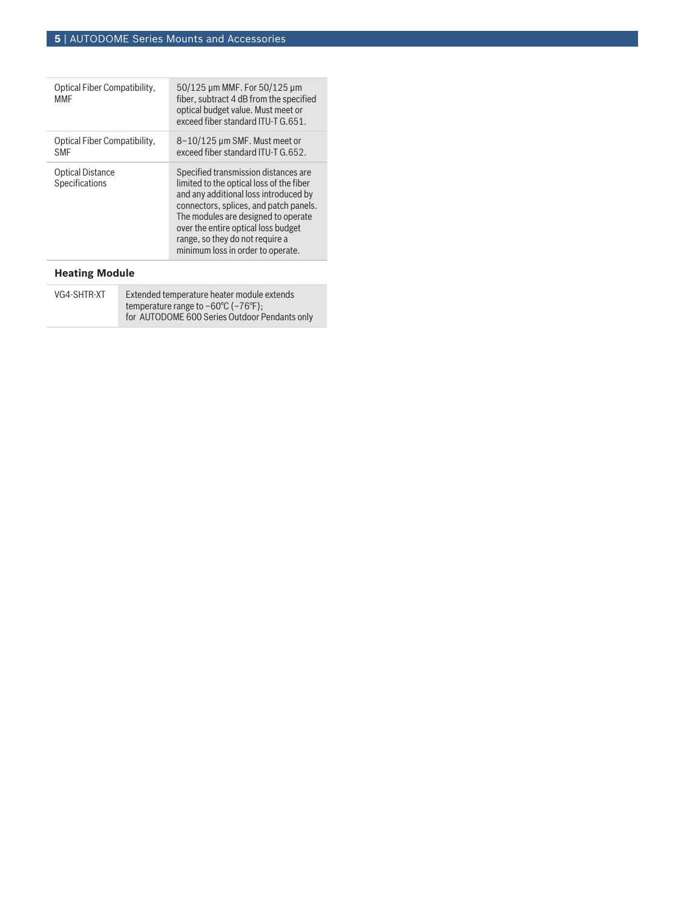| | |
|---|---|
| Optical Fiber Compatibility, MMF | 50/125 µm MMF. For 50/125 µm fiber, subtract 4 dB from the specified optical budget value. Must meet or exceed fiber standard ITU-T G.651. |
| Optical Fiber Compatibility, SMF | 8–10/125 µm SMF. Must meet or exceed fiber standard ITU-T G.652. |
| Optical Distance Specifications | Specified transmission distances are limited to the optical loss of the fiber and any additional loss introduced by connectors, splices, and patch panels. The modules are designed to operate over the entire optical loss budget range, so they do not require a minimum loss in order to operate. |

**Heating Module**

| | |
|---|---|
| VG4-SHTR-XT | Extended temperature heater module extends temperature range to −60℃ (−76℉); for AUTODOME 600 Series Outdoor Pendants only |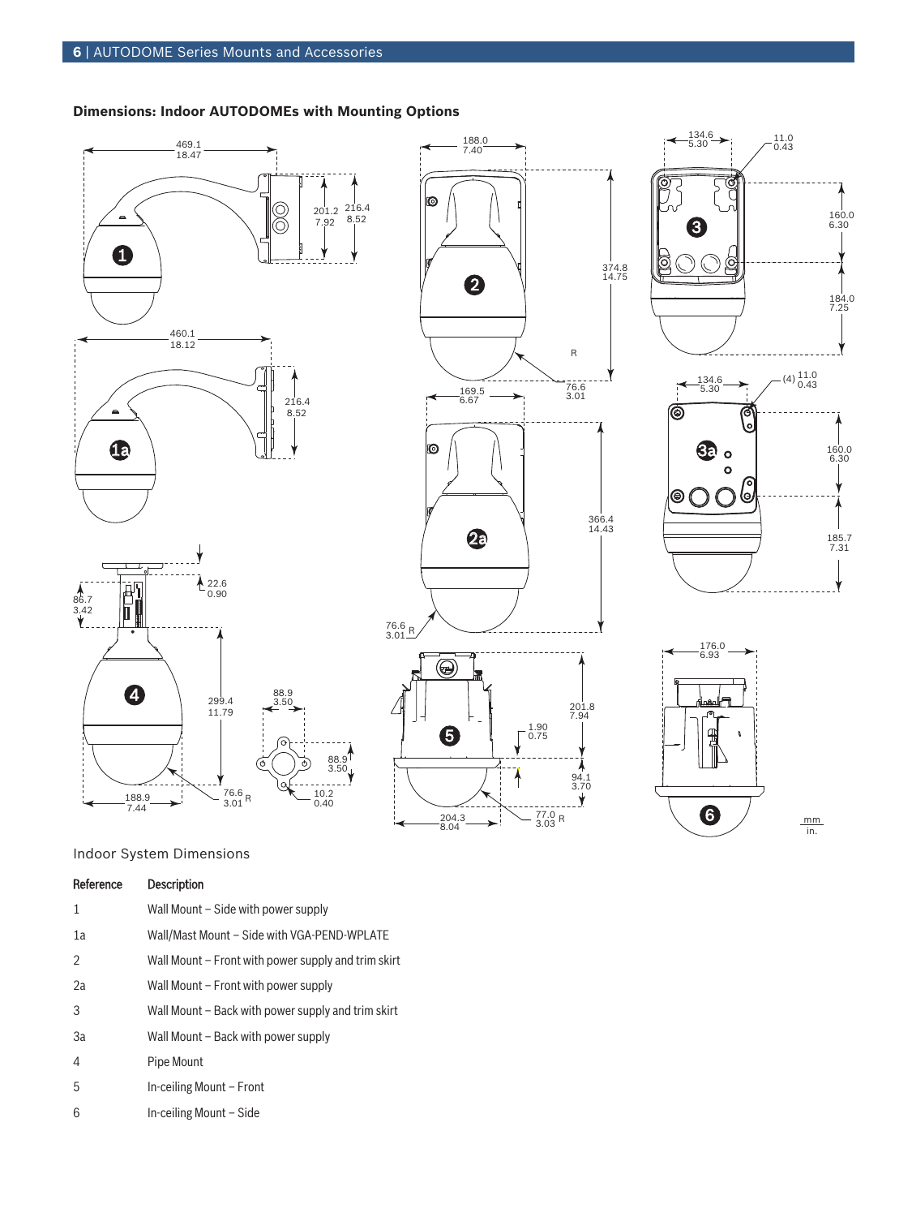## Dimensions: Indoor AUTODOMEs with Mounting Options

Indoor System Dimensions

| Reference | Description |
| --- | --- |
| 1 | Wall Mount – Side with power supply |
| 1a | Wall/Mast Mount – Side with VGA-PEND-WPLATE |
| 2 | Wall Mount – Front with power supply and trim skirt |
| 2a | Wall Mount – Front with power supply |
| 3 | Wall Mount – Back with power supply and trim skirt |
| 3a | Wall Mount – Back with power supply |
| 4 | Pipe Mount |
| 5 | In-ceiling Mount – Front |
| 6 | In-ceiling Mount – Side |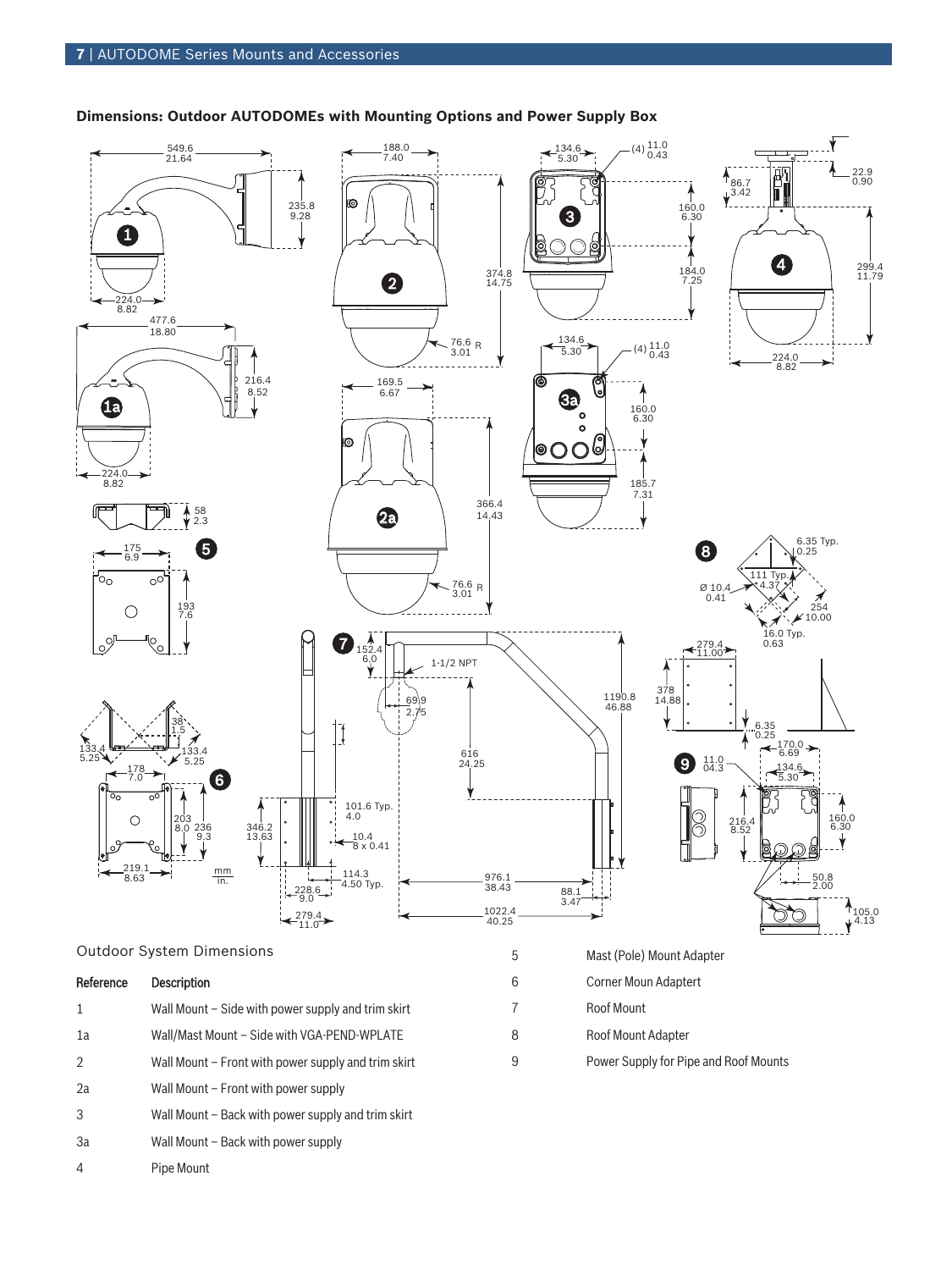**Dimensions: Outdoor AUTODOMEs with Mounting Options and Power Supply Box**

Outdoor System Dimensions

| Reference | Description |
| --- | --- |
| 1 | Wall Mount – Side with power supply and trim skirt |
| 1a | Wall/Mast Mount – Side with VGA-PEND-WPLATE |
| 2 | Wall Mount – Front with power supply and trim skirt |
| 2a | Wall Mount – Front with power supply |
| 3 | Wall Mount – Back with power supply and trim skirt |
| 3a | Wall Mount – Back with power supply |
| 4 | Pipe Mount |
| 5 | Mast (Pole) Mount Adapter |
| 6 | Corner Moun Adaptert |
| 7 | Roof Mount |
| 8 | Roof Mount Adapter |
| 9 | Power Supply for Pipe and Roof Mounts |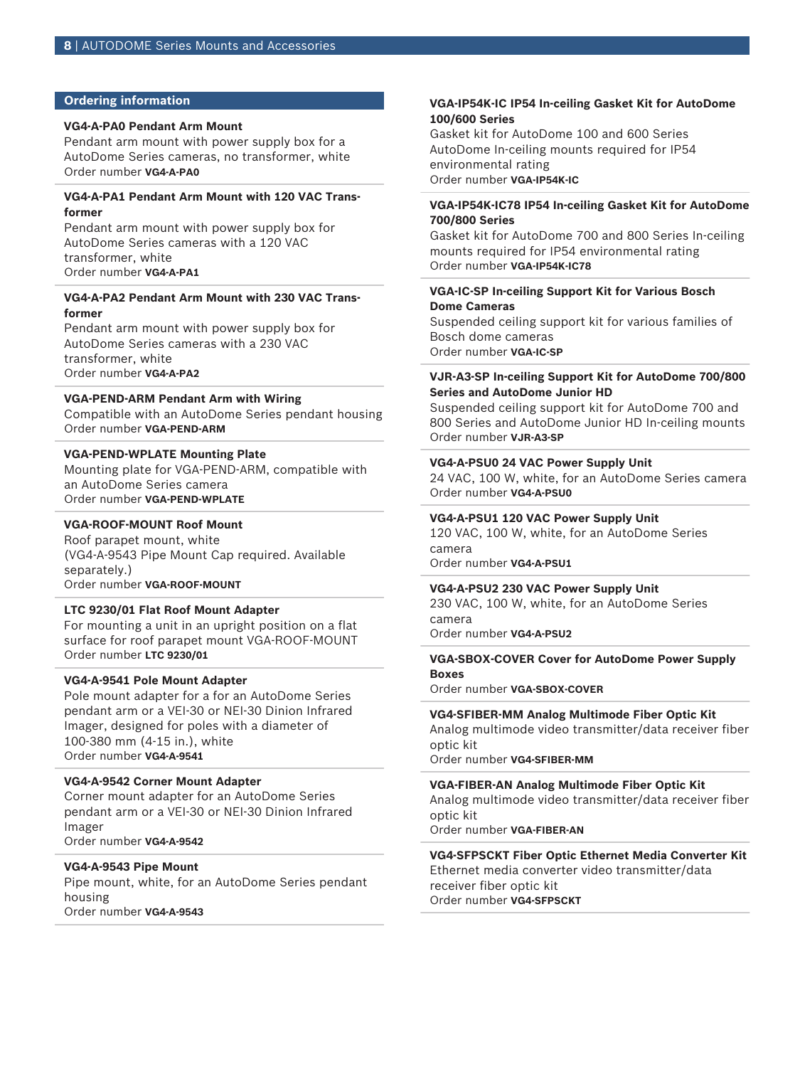## Ordering information

**VG4-A-PA0 Pendant Arm Mount**
Pendant arm mount with power supply box for a AutoDome Series cameras, no transformer, white
Order number **VG4-A-PA0**

**VG4-A-PA1 Pendant Arm Mount with 120 VAC Transformer**
Pendant arm mount with power supply box for AutoDome Series cameras with a 120 VAC transformer, white
Order number **VG4-A-PA1**

**VG4-A-PA2 Pendant Arm Mount with 230 VAC Transformer**
Pendant arm mount with power supply box for AutoDome Series cameras with a 230 VAC transformer, white
Order number **VG4-A-PA2**

**VGA-PEND-ARM Pendant Arm with Wiring**
Compatible with an AutoDome Series pendant housing
Order number **VGA-PEND-ARM**

**VGA-PEND-WPLATE Mounting Plate**
Mounting plate for VGA-PEND-ARM, compatible with an AutoDome Series camera
Order number **VGA-PEND-WPLATE**

**VGA-ROOF-MOUNT Roof Mount**
Roof parapet mount, white
(VG4-A-9543 Pipe Mount Cap required. Available separately.)
Order number **VGA-ROOF-MOUNT**

**LTC 9230/01 Flat Roof Mount Adapter**
For mounting a unit in an upright position on a flat surface for roof parapet mount VGA-ROOF-MOUNT
Order number **LTC 9230/01**

**VG4-A-9541 Pole Mount Adapter**
Pole mount adapter for a for an AutoDome Series pendant arm or a VEI-30 or NEI-30 Dinion Infrared Imager, designed for poles with a diameter of 100-380 mm (4-15 in.), white
Order number **VG4-A-9541**

**VG4-A-9542 Corner Mount Adapter**
Corner mount adapter for an AutoDome Series pendant arm or a VEI-30 or NEI-30 Dinion Infrared Imager
Order number **VG4-A-9542**

**VG4-A-9543 Pipe Mount**
Pipe mount, white, for an AutoDome Series pendant housing
Order number **VG4-A-9543**

**VGA-IP54K-IC IP54 In-ceiling Gasket Kit for AutoDome 100/600 Series**
Gasket kit for AutoDome 100 and 600 Series AutoDome In-ceiling mounts required for IP54 environmental rating
Order number **VGA-IP54K-IC**

**VGA-IP54K-IC78 IP54 In-ceiling Gasket Kit for AutoDome 700/800 Series**
Gasket kit for AutoDome 700 and 800 Series In-ceiling mounts required for IP54 environmental rating
Order number **VGA-IP54K-IC78**

**VGA-IC-SP In-ceiling Support Kit for Various Bosch Dome Cameras**
Suspended ceiling support kit for various families of Bosch dome cameras
Order number **VGA-IC-SP**

**VJR-A3-SP In-ceiling Support Kit for AutoDome 700/800 Series and AutoDome Junior HD**
Suspended ceiling support kit for AutoDome 700 and 800 Series and AutoDome Junior HD In-ceiling mounts
Order number **VJR-A3-SP**

**VG4-A-PSU0 24 VAC Power Supply Unit**
24 VAC, 100 W, white, for an AutoDome Series camera
Order number **VG4-A-PSU0**

**VG4-A-PSU1 120 VAC Power Supply Unit**
120 VAC, 100 W, white, for an AutoDome Series camera
Order number **VG4-A-PSU1**

**VG4-A-PSU2 230 VAC Power Supply Unit**
230 VAC, 100 W, white, for an AutoDome Series camera
Order number **VG4-A-PSU2**

**VGA-SBOX-COVER Cover for AutoDome Power Supply Boxes**
Order number **VGA-SBOX-COVER**

**VG4-SFIBER-MM Analog Multimode Fiber Optic Kit**
Analog multimode video transmitter/data receiver fiber optic kit
Order number **VG4-SFIBER-MM**

**VGA-FIBER-AN Analog Multimode Fiber Optic Kit**
Analog multimode video transmitter/data receiver fiber optic kit
Order number **VGA-FIBER-AN**

**VG4-SFPSCKT Fiber Optic Ethernet Media Converter Kit**
Ethernet media converter video transmitter/data receiver fiber optic kit
Order number **VG4-SFPSCKT**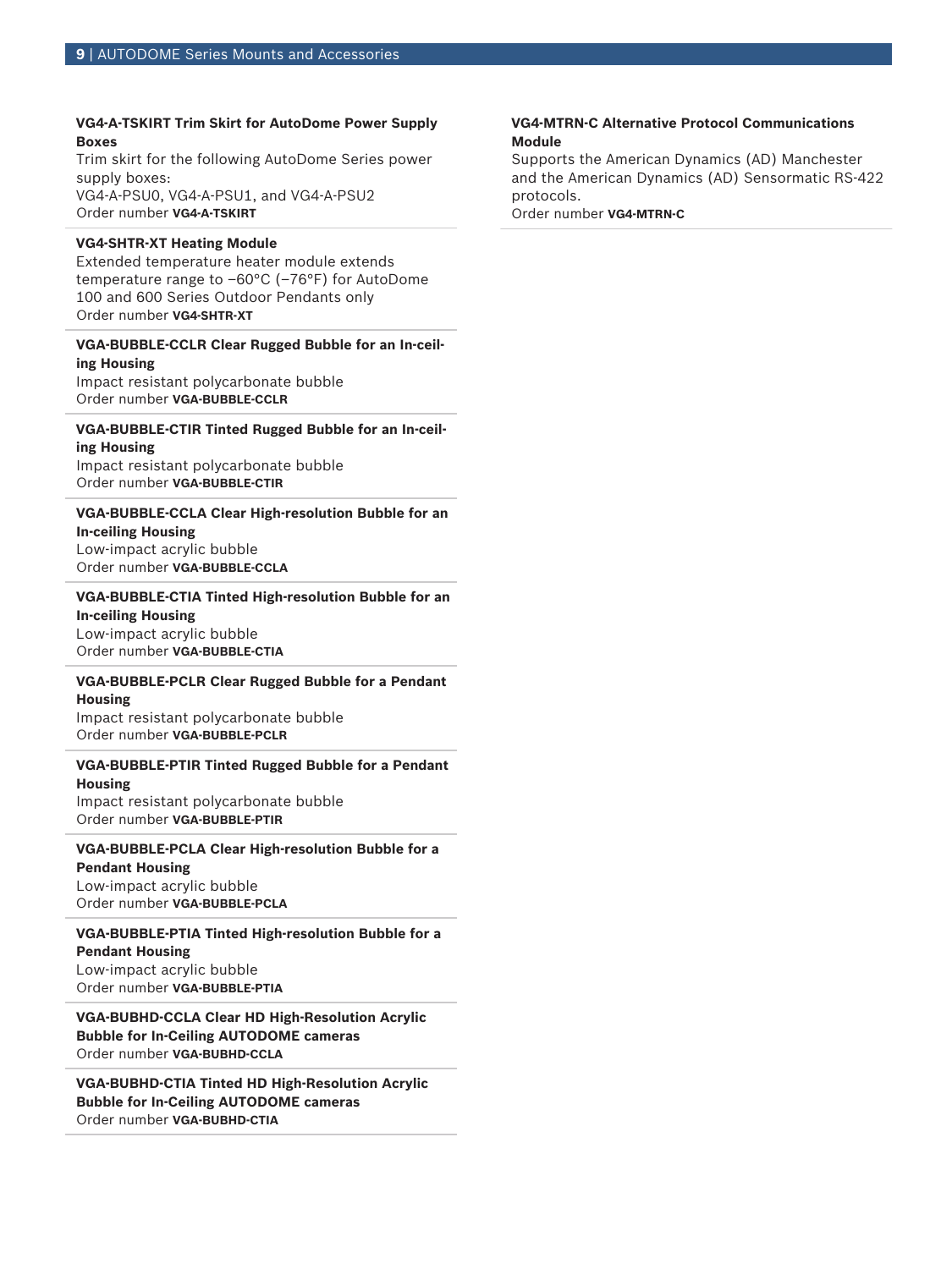**VG4-A-TSKIRT Trim Skirt for AutoDome Power Supply Boxes**
Trim skirt for the following AutoDome Series power supply boxes:
VG4-A-PSU0, VG4-A-PSU1, and VG4-A-PSU2
Order number **VG4-A-TSKIRT**

**VG4-SHTR-XT Heating Module**
Extended temperature heater module extends temperature range to −60°C (−76°F) for AutoDome 100 and 600 Series Outdoor Pendants only
Order number **VG4-SHTR-XT**

**VGA-BUBBLE-CCLR Clear Rugged Bubble for an In-ceiling Housing**
Impact resistant polycarbonate bubble
Order number **VGA-BUBBLE-CCLR**

**VGA-BUBBLE-CTIR Tinted Rugged Bubble for an In-ceiling Housing**
Impact resistant polycarbonate bubble
Order number **VGA-BUBBLE-CTIR**

**VGA-BUBBLE-CCLA Clear High-resolution Bubble for an In-ceiling Housing**
Low-impact acrylic bubble
Order number **VGA-BUBBLE-CCLA**

**VGA-BUBBLE-CTIA Tinted High-resolution Bubble for an In-ceiling Housing**
Low-impact acrylic bubble
Order number **VGA-BUBBLE-CTIA**

**VGA-BUBBLE-PCLR Clear Rugged Bubble for a Pendant Housing**
Impact resistant polycarbonate bubble
Order number **VGA-BUBBLE-PCLR**

**VGA-BUBBLE-PTIR Tinted Rugged Bubble for a Pendant Housing**
Impact resistant polycarbonate bubble
Order number **VGA-BUBBLE-PTIR**

**VGA-BUBBLE-PCLA Clear High-resolution Bubble for a Pendant Housing**
Low-impact acrylic bubble
Order number **VGA-BUBBLE-PCLA**

**VGA-BUBBLE-PTIA Tinted High-resolution Bubble for a Pendant Housing**
Low-impact acrylic bubble
Order number **VGA-BUBBLE-PTIA**

**VGA-BUBHD-CCLA Clear HD High-Resolution Acrylic Bubble for In-Ceiling AUTODOME cameras**
Order number **VGA-BUBHD-CCLA**

**VGA-BUBHD-CTIA Tinted HD High-Resolution Acrylic Bubble for In-Ceiling AUTODOME cameras**
Order number **VGA-BUBHD-CTIA**

**VG4-MTRN-C Alternative Protocol Communications Module**
Supports the American Dynamics (AD) Manchester and the American Dynamics (AD) Sensormatic RS-422 protocols.
Order number **VG4-MTRN-C**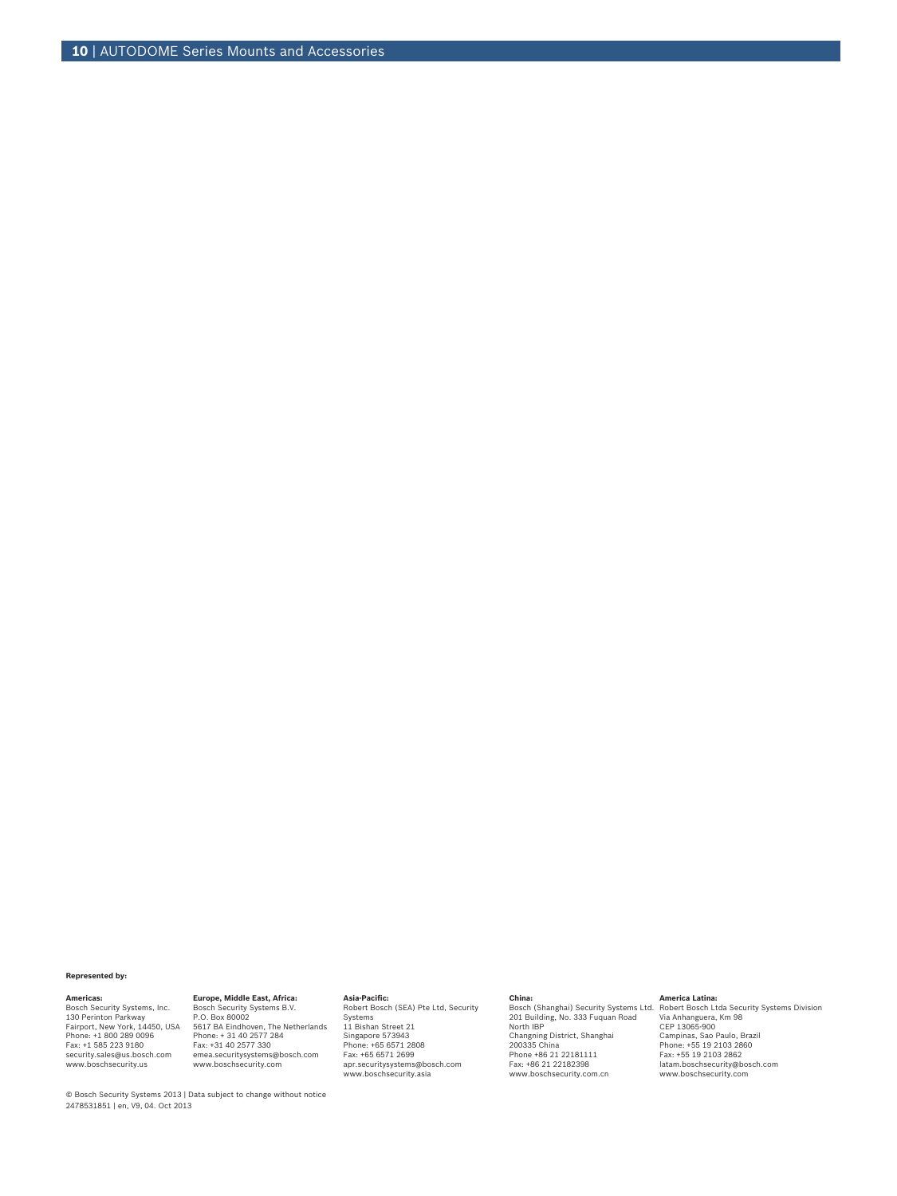**Represented by:**

**Americas:**
Bosch Security Systems, Inc.
130 Perinton Parkway
Fairport, New York, 14450, USA
Phone: +1 800 289 0096
Fax: +1 585 223 9180
security.sales@us.bosch.com
www.boschsecurity.us

**Europe, Middle East, Africa:**
Bosch Security Systems B.V.
P.O. Box 80002
5617 BA Eindhoven, The Netherlands
Phone: + 31 40 2577 284
Fax: +31 40 2577 330
emea.securitysystems@bosch.com
www.boschsecurity.com

**Asia-Pacific:**
Robert Bosch (SEA) Pte Ltd, Security Systems
11 Bishan Street 21
Singapore 573943
Phone: +65 6571 2808
Fax: +65 6571 2699
apr.securitysystems@bosch.com
www.boschsecurity.asia

**China:**
Bosch (Shanghai) Security Systems Ltd.
201 Building, No. 333 Fuquan Road
North IBP
Changning District, Shanghai
200335 China
Phone +86 21 22181111
Fax: +86 21 22182398
www.boschsecurity.com.cn

**America Latina:**
Robert Bosch Ltda Security Systems Division
Via Anhanguera, Km 98
CEP 13065-900
Campinas, Sao Paulo, Brazil
Phone: +55 19 2103 2860
Fax: +55 19 2103 2862
latam.boschsecurity@bosch.com
www.boschsecurity.com

© Bosch Security Systems 2013 | Data subject to change without notice
2478531851 | en, V9, 04. Oct 2013